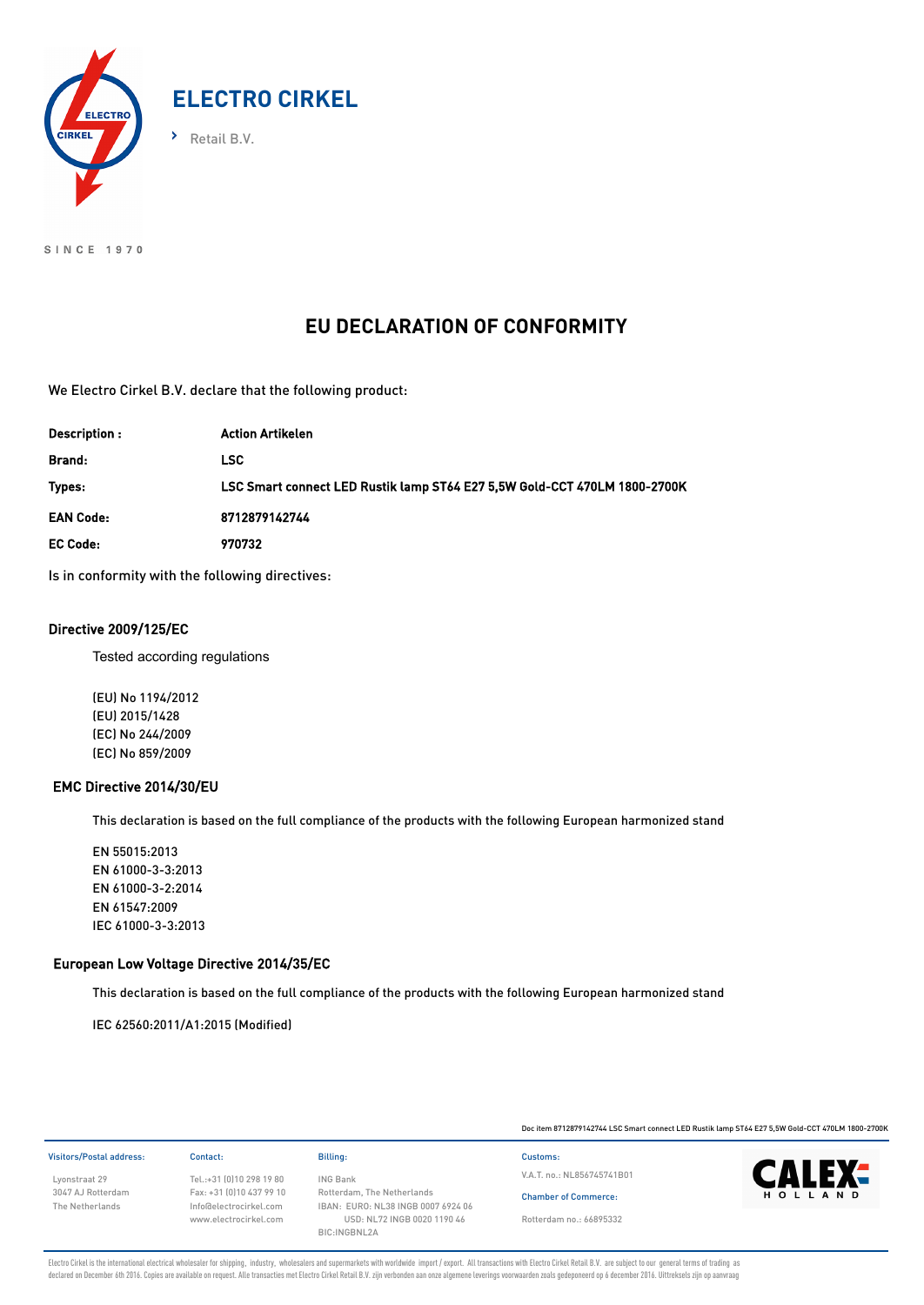ELECTRO CIRKEL

Retail B.V.

SINCE 1970

# EU DECLARATION OF CONFORMITY

We Electro Cirkel B.V. declare that the following product:

| | |
|---|---|
| **Description :** | **Action Artikelen** |
| **Brand:** | **LSC** |
| **Types:** | **LSC Smart connect LED Rustik lamp ST64 E27 5,5W Gold-CCT 470LM 1800-2700K** |
| **EAN Code:** | **8712879142744** |
| **EC Code:** | **970732** |

Is in conformity with the following directives:

## Directive 2009/125/EC

Tested according regulations

(EU) No 1194/2012
(EU) 2015/1428
(EC) No 244/2009
(EC) No 859/2009

## EMC Directive 2014/30/EU

This declaration is based on the full compliance of the products with the following European harmonized stand

EN 55015:2013
EN 61000-3-3:2013
EN 61000-3-2:2014
EN 61547:2009
IEC 61000-3-3:2013

## European Low Voltage Directive 2014/35/EC

This declaration is based on the full compliance of the products with the following European harmonized stand

IEC 62560:2011/A1:2015 (Modified)

Doc item 8712879142744 LSC Smart connect LED Rustik lamp ST64 E27 5,5W Gold-CCT 470LM 1800-2700K

Visitors/Postal address:
Lyonstraat 29
3047 AJ Rotterdam
The Netherlands

Contact:
Tel.:+31 (0)10 298 19 80
Fax: +31 (0)10 437 99 10
Info@electrocirkel.com
www.electrocirkel.com

Billing:
ING Bank
Rotterdam, The Netherlands
IBAN: EURO: NL38 INGB 0007 6924 06
USD: NL72 INGB 0020 1190 46
BIC:INGBNL2A

Customs:
V.A.T. no.: NL856745741B01

Chamber of Commerce:
Rotterdam no.: 66895332

CALEX HOLLAND

Electro Cirkel is the international electrical wholesaler for shipping, industry, wholesalers and supermarkets with worldwide import / export. All transactions with Electro Cirkel Retail B.V. are subject to our general terms of trading as declared on December 6th 2016. Copies are available on request. Alle transacties met Electro Cirkel Retail B.V. zijn verbonden aan onze algemene leverings voorwaarden zoals gedeponeerd op 6 december 2016. Uittreksels zijn op aanvraag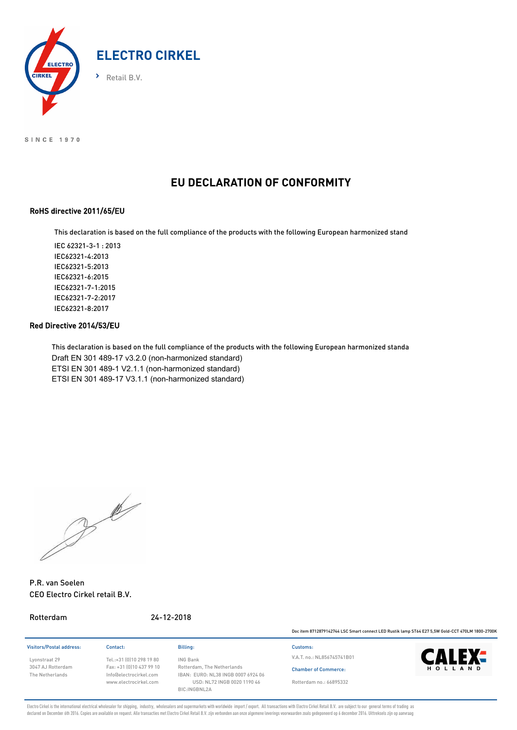# EU DECLARATION OF CONFORMITY

## RoHS directive 2011/65/EU

This declaration is based on the full compliance of the products with the following European harmonized stand

IEC 62321-3-1 : 2013
IEC62321-4:2013
IEC62321-5:2013
IEC62321-6:2015
IEC62321-7-1:2015
IEC62321-7-2:2017
IEC62321-8:2017

## Red Directive 2014/53/EU

This declaration is based on the full compliance of the products with the following European harmonized standa
Draft EN 301 489-17 v3.2.0 (non-harmonized standard)
ETSI EN 301 489-1 V2.1.1 (non-harmonized standard)
ETSI EN 301 489-17 V3.1.1 (non-harmonized standard)

P.R. van Soelen
CEO Electro Cirkel retail B.V.

Rotterdam 24-12-2018

Doc item 8712879142744 LSC Smart connect LED Rustik lamp ST64 E27 5,5W Gold-CCT 470LM 1800-2700K